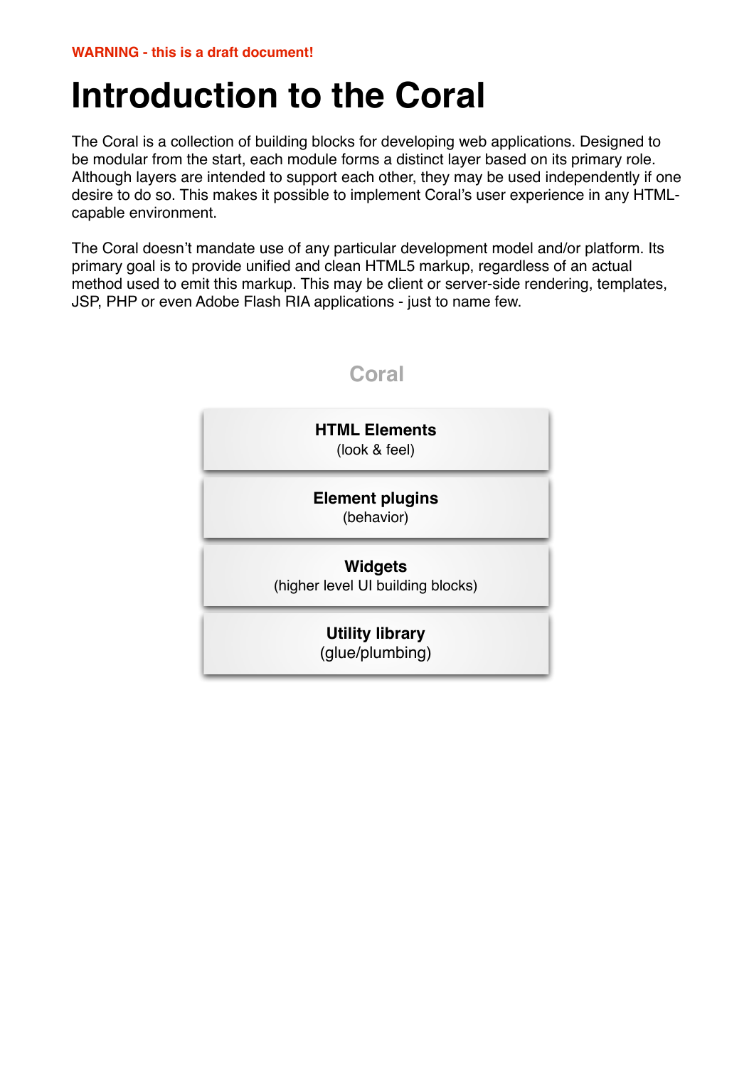**WARNING - this is a draft document!**

# Introduction to the Coral

The Coral is a collection of building blocks for developing web applications. Designed to be modular from the start, each module forms a distinct layer based on its primary role. Although layers are intended to support each other, they may be used independently if one desire to do so. This makes it possible to implement Coral's user experience in any HTML-capable environment.

The Coral doesn't mandate use of any particular development model and/or platform. Its primary goal is to provide unified and clean HTML5 markup, regardless of an actual method used to emit this markup. This may be client or server-side rendering, templates, JSP, PHP or even Adobe Flash RIA applications - just to name few.

Coral

**HTML Elements**
(look & feel)

**Element plugins**
(behavior)

**Widgets**
(higher level UI building blocks)

**Utility library**
(glue/plumbing)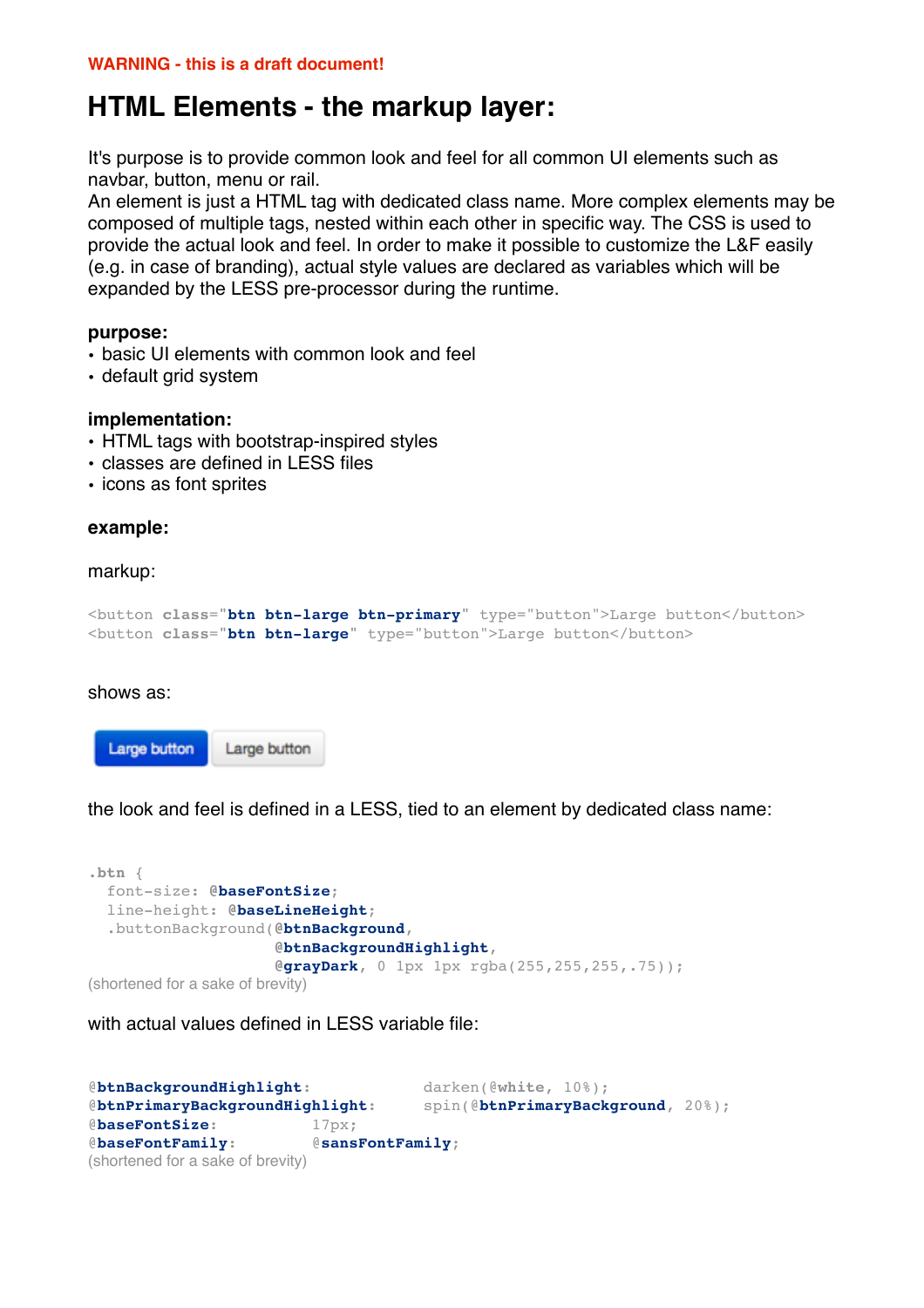WARNING - this is a draft document!

# HTML Elements - the markup layer:

It's purpose is to provide common look and feel for all common UI elements such as navbar, button, menu or rail.
An element is just a HTML tag with dedicated class name. More complex elements may be composed of multiple tags, nested within each other in specific way. The CSS is used to provide the actual look and feel. In order to make it possible to customize the L&F easily (e.g. in case of branding), actual style values are declared as variables which will be expanded by the LESS pre-processor during the runtime.

**purpose:**

- basic UI elements with common look and feel
- default grid system

**implementation:**

- HTML tags with bootstrap-inspired styles
- classes are defined in LESS files
- icons as font sprites

**example:**

markup:

```
<button class="btn btn-large btn-primary" type="button">Large button</button>
<button class="btn btn-large" type="button">Large button</button>
```

shows as:

Large button Large button

the look and feel is defined in a LESS, tied to an element by dedicated class name:

```
.btn {
  font-size: @baseFontSize;
  line-height: @baseLineHeight;
  .buttonBackground(@btnBackground,
                    @btnBackgroundHighlight,
                    @grayDark, 0 1px 1px rgba(255,255,255,.75));
```

(shortened for a sake of brevity)

with actual values defined in LESS variable file:

```
@btnBackgroundHighlight:           darken(@white, 10%);
@btnPrimaryBackgroundHighlight:    spin(@btnPrimaryBackground, 20%);
@baseFontSize:           17px;
@baseFontFamily:         @sansFontFamily;
```

(shortened for a sake of brevity)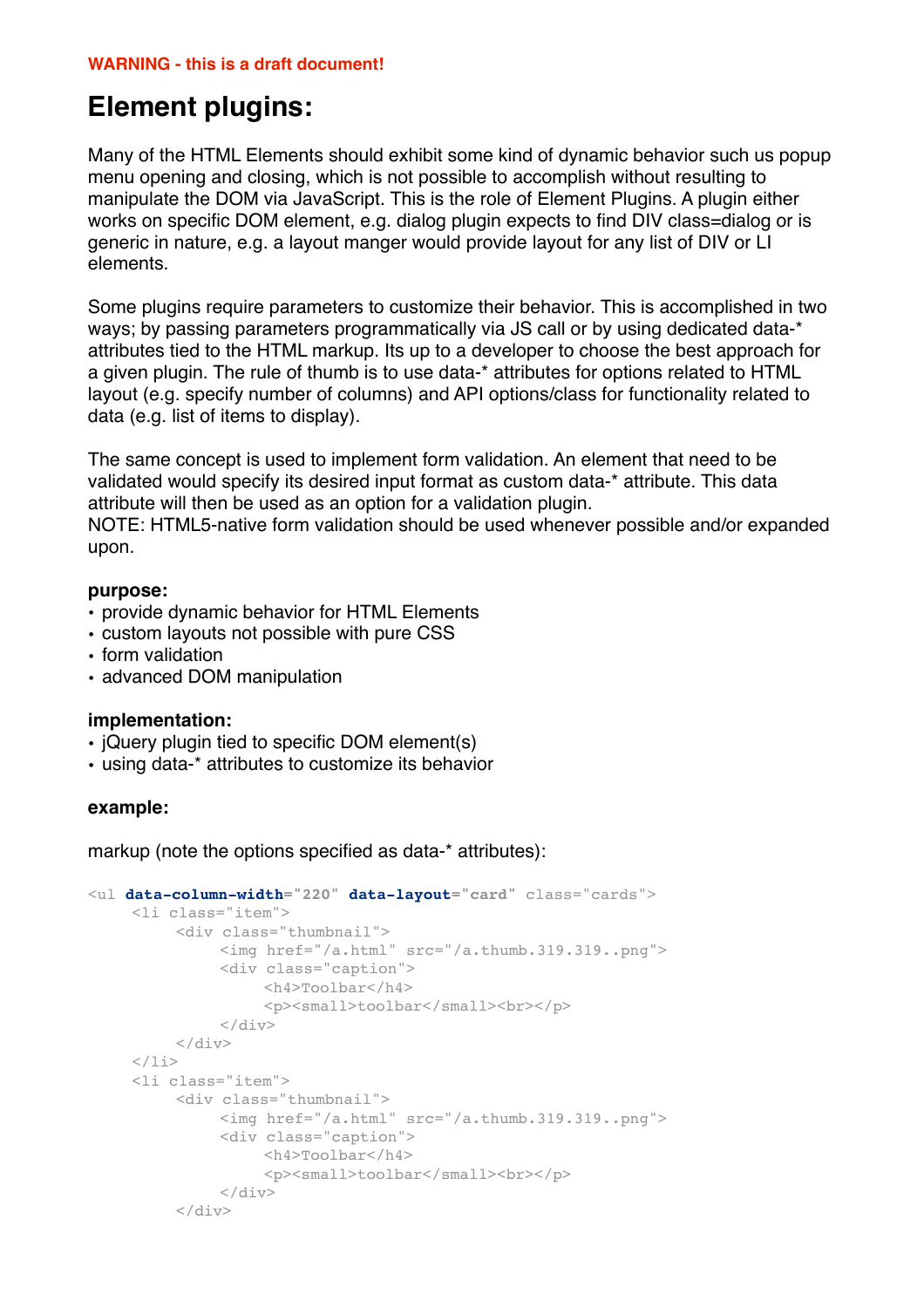**WARNING - this is a draft document!**

# Element plugins:

Many of the HTML Elements should exhibit some kind of dynamic behavior such us popup menu opening and closing, which is not possible to accomplish without resulting to manipulate the DOM via JavaScript. This is the role of Element Plugins. A plugin either works on specific DOM element, e.g. dialog plugin expects to find DIV class=dialog or is generic in nature, e.g. a layout manger would provide layout for any list of DIV or LI elements.

Some plugins require parameters to customize their behavior. This is accomplished in two ways; by passing parameters programmatically via JS call or by using dedicated data-* attributes tied to the HTML markup. Its up to a developer to choose the best approach for a given plugin. The rule of thumb is to use data-* attributes for options related to HTML layout (e.g. specify number of columns) and API options/class for functionality related to data (e.g. list of items to display).

The same concept is used to implement form validation. An element that need to be validated would specify its desired input format as custom data-* attribute. This data attribute will then be used as an option for a validation plugin.
NOTE: HTML5-native form validation should be used whenever possible and/or expanded upon.

**purpose:**

- provide dynamic behavior for HTML Elements
- custom layouts not possible with pure CSS
- form validation
- advanced DOM manipulation

**implementation:**

- jQuery plugin tied to specific DOM element(s)
- using data-* attributes to customize its behavior

**example:**

markup (note the options specified as data-* attributes):

```
<ul data-column-width="220" data-layout="card" class="cards">
     <li class="item">
          <div class="thumbnail">
               <img href="/a.html" src="/a.thumb.319.319..png">
               <div class="caption">
                    <h4>Toolbar</h4>
                    <p><small>toolbar</small><br></p>
               </div>
          </div>
     </li>
     <li class="item">
          <div class="thumbnail">
               <img href="/a.html" src="/a.thumb.319.319..png">
               <div class="caption">
                    <h4>Toolbar</h4>
                    <p><small>toolbar</small><br></p>
               </div>
          </div>
```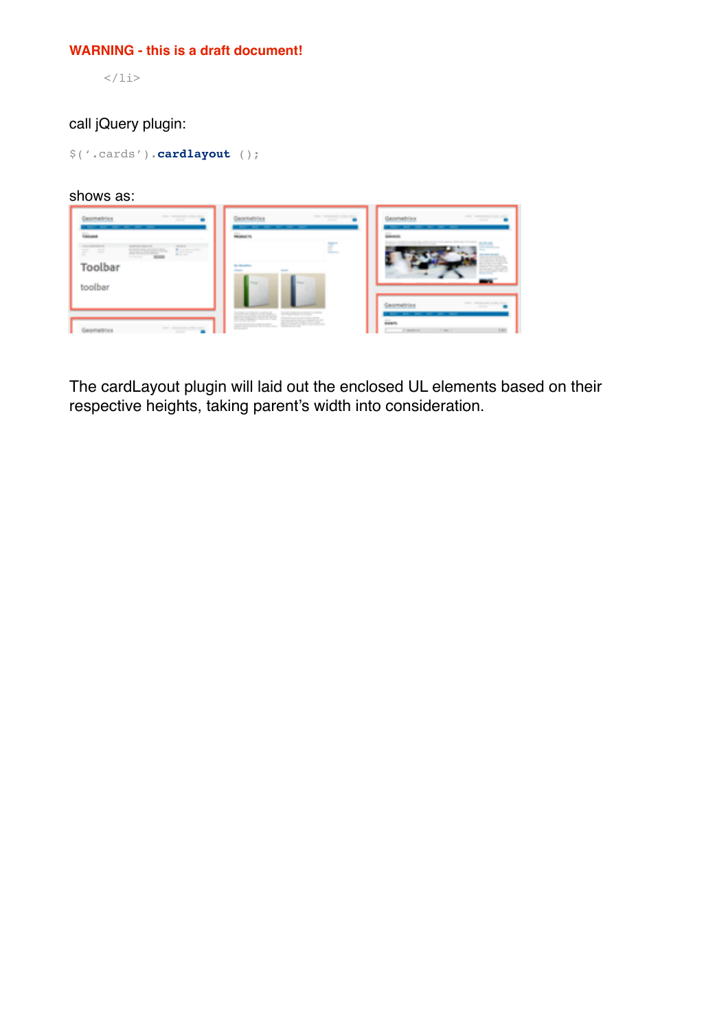**WARNING - this is a draft document!**

```
    </li>
```

call jQuery plugin:

```
$('.cards').cardlayout ();
```

shows as:

The cardLayout plugin will laid out the enclosed UL elements based on their respective heights, taking parent's width into consideration.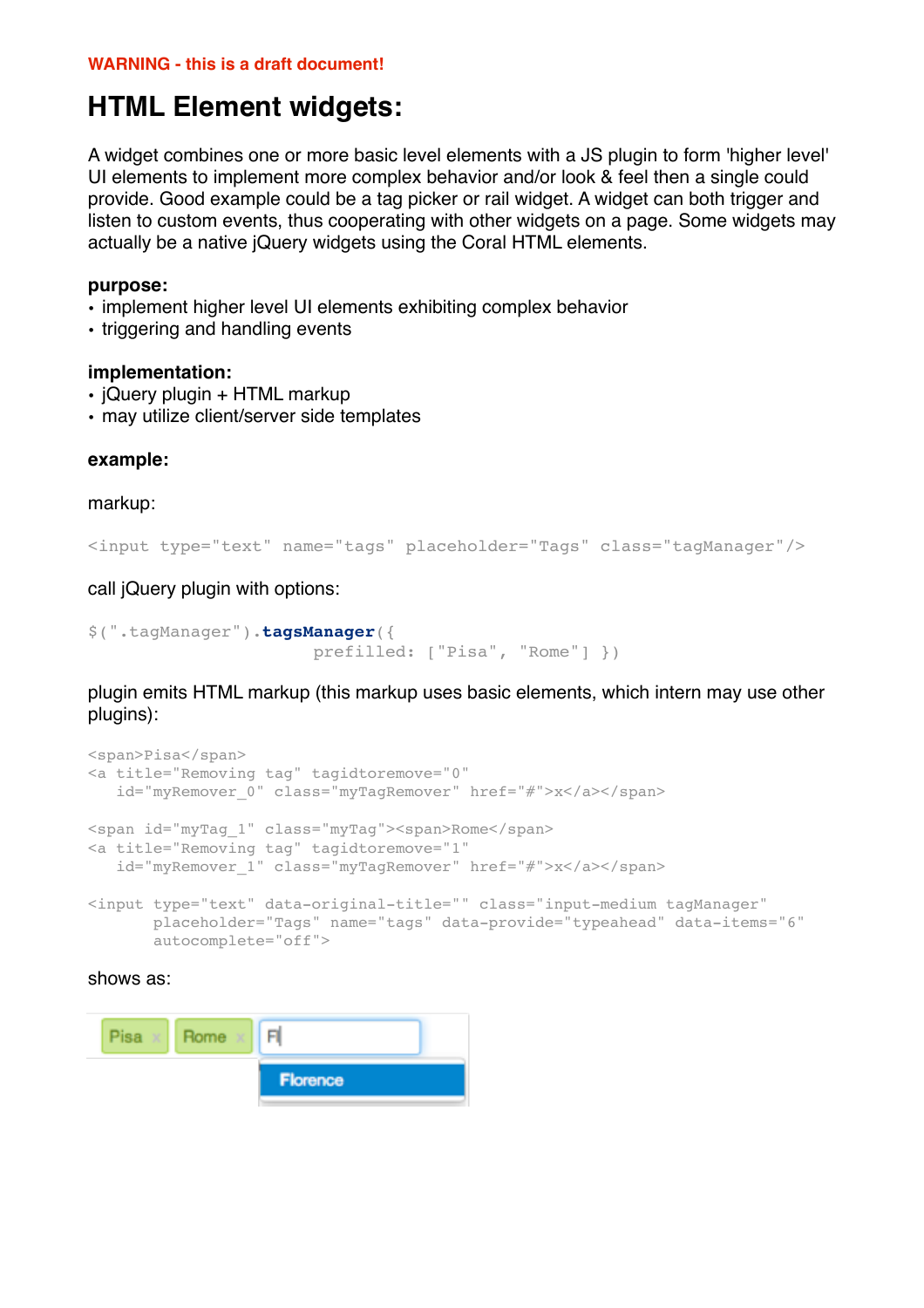**WARNING - this is a draft document!**

# HTML Element widgets:

A widget combines one or more basic level elements with a JS plugin to form 'higher level' UI elements to implement more complex behavior and/or look & feel then a single could provide. Good example could be a tag picker or rail widget. A widget can both trigger and listen to custom events, thus cooperating with other widgets on a page. Some widgets may actually be a native jQuery widgets using the Coral HTML elements.

**purpose:**

- implement higher level UI elements exhibiting complex behavior
- triggering and handling events

**implementation:**

- jQuery plugin + HTML markup
- may utilize client/server side templates

**example:**

markup:

```
<input type="text" name="tags" placeholder="Tags" class="tagManager"/>
```

call jQuery plugin with options:

```
$(".tagManager").tagsManager({
                         prefilled: ["Pisa", "Rome"] })
```

plugin emits HTML markup (this markup uses basic elements, which intern may use other plugins):

```
<span>Pisa</span>
<a title="Removing tag" tagidtoremove="0"
   id="myRemover_0" class="myTagRemover" href="#">x</a></span>

<span id="myTag_1" class="myTag"><span>Rome</span>
<a title="Removing tag" tagidtoremove="1"
   id="myRemover_1" class="myTagRemover" href="#">x</a></span>

<input type="text" data-original-title="" class="input-medium tagManager"
       placeholder="Tags" name="tags" data-provide="typeahead" data-items="6"
       autocomplete="off">
```

shows as:

Pisa x Rome x Fl

Florence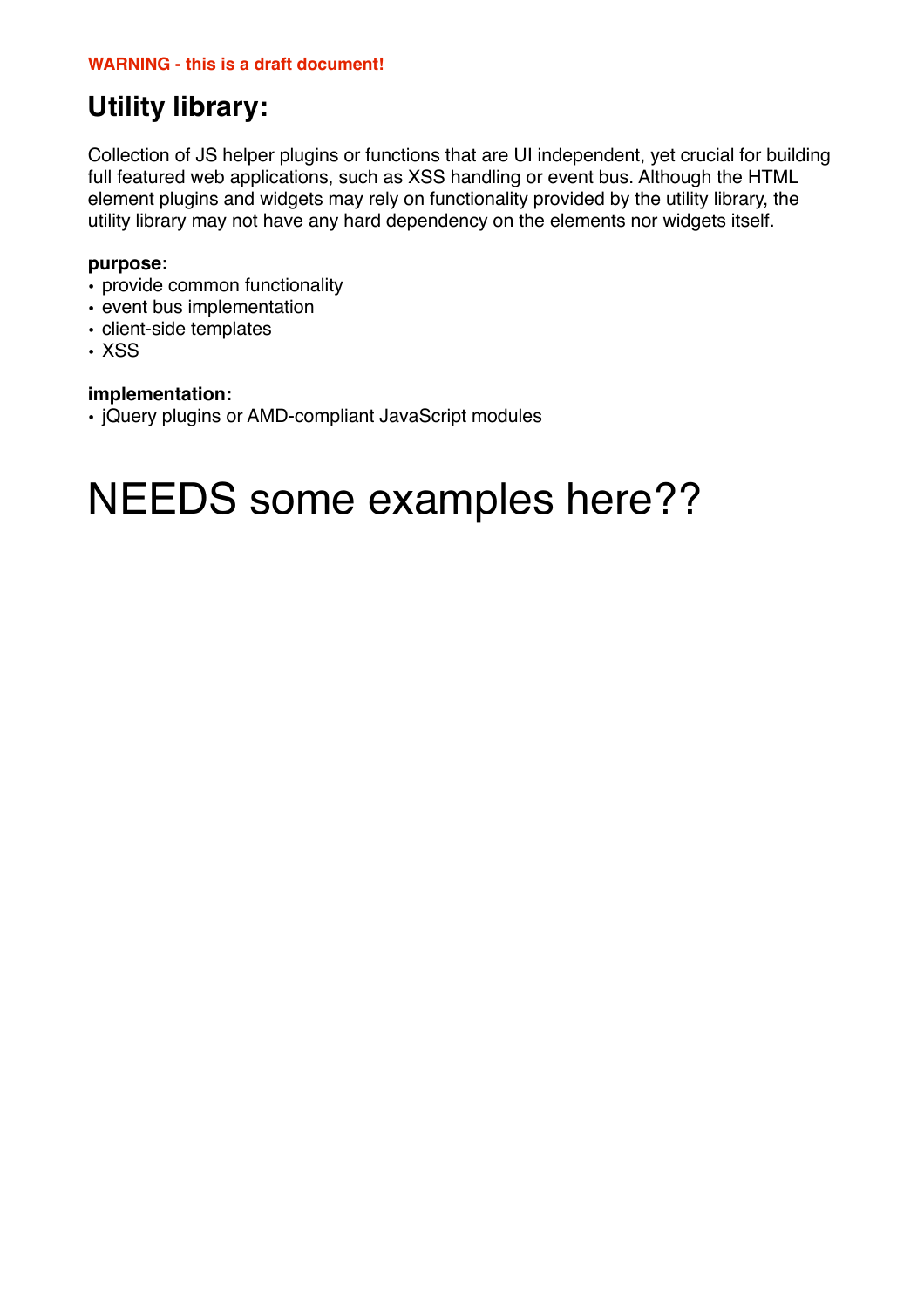**WARNING - this is a draft document!**

## Utility library:

Collection of JS helper plugins or functions that are UI independent, yet crucial for building full featured web applications, such as XSS handling or event bus. Although the HTML element plugins and widgets may rely on functionality provided by the utility library, the utility library may not have any hard dependency on the elements nor widgets itself.

**purpose:**

- provide common functionality
- event bus implementation
- client-side templates
- XSS

**implementation:**

- jQuery plugins or AMD-compliant JavaScript modules

# NEEDS some examples here??